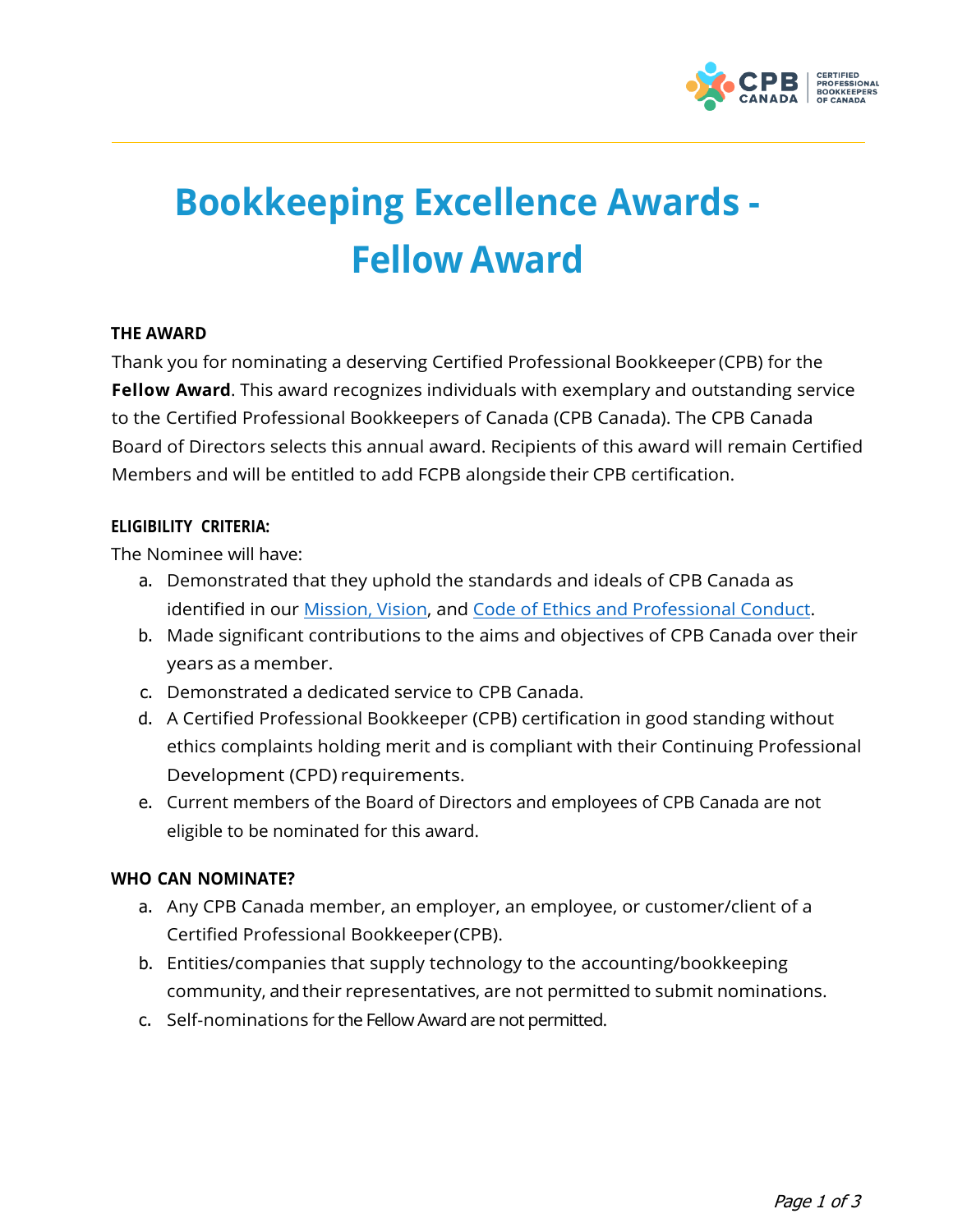# Bookkeeping Excellence Awards - Fellow Award

### THE AWARD

Thank you for nominating a deserving Certified Professional Bookkeeper (CPB) for the **Fellow Award**. This award recognizes individuals with exemplary and outstanding service to the Certified Professional Bookkeepers of Canada (CPB Canada). The CPB Canada Board of Directors selects this annual award. Recipients of this award will remain Certified Members and will be entitled to add FCPB alongside their CPB certification.

### ELIGIBILITY CRITERIA:

The Nominee will have:

a. Demonstrated that they uphold the standards and ideals of CPB Canada as identified in our Mission, Vision, and Code of Ethics and Professional Conduct.
b. Made significant contributions to the aims and objectives of CPB Canada over their years as a member.
c. Demonstrated a dedicated service to CPB Canada.
d. A Certified Professional Bookkeeper (CPB) certification in good standing without ethics complaints holding merit and is compliant with their Continuing Professional Development (CPD) requirements.
e. Current members of the Board of Directors and employees of CPB Canada are not eligible to be nominated for this award.

### WHO CAN NOMINATE?

a. Any CPB Canada member, an employer, an employee, or customer/client of a Certified Professional Bookkeeper (CPB).
b. Entities/companies that supply technology to the accounting/bookkeeping community, and their representatives, are not permitted to submit nominations.
c. Self-nominations for the Fellow Award are not permitted.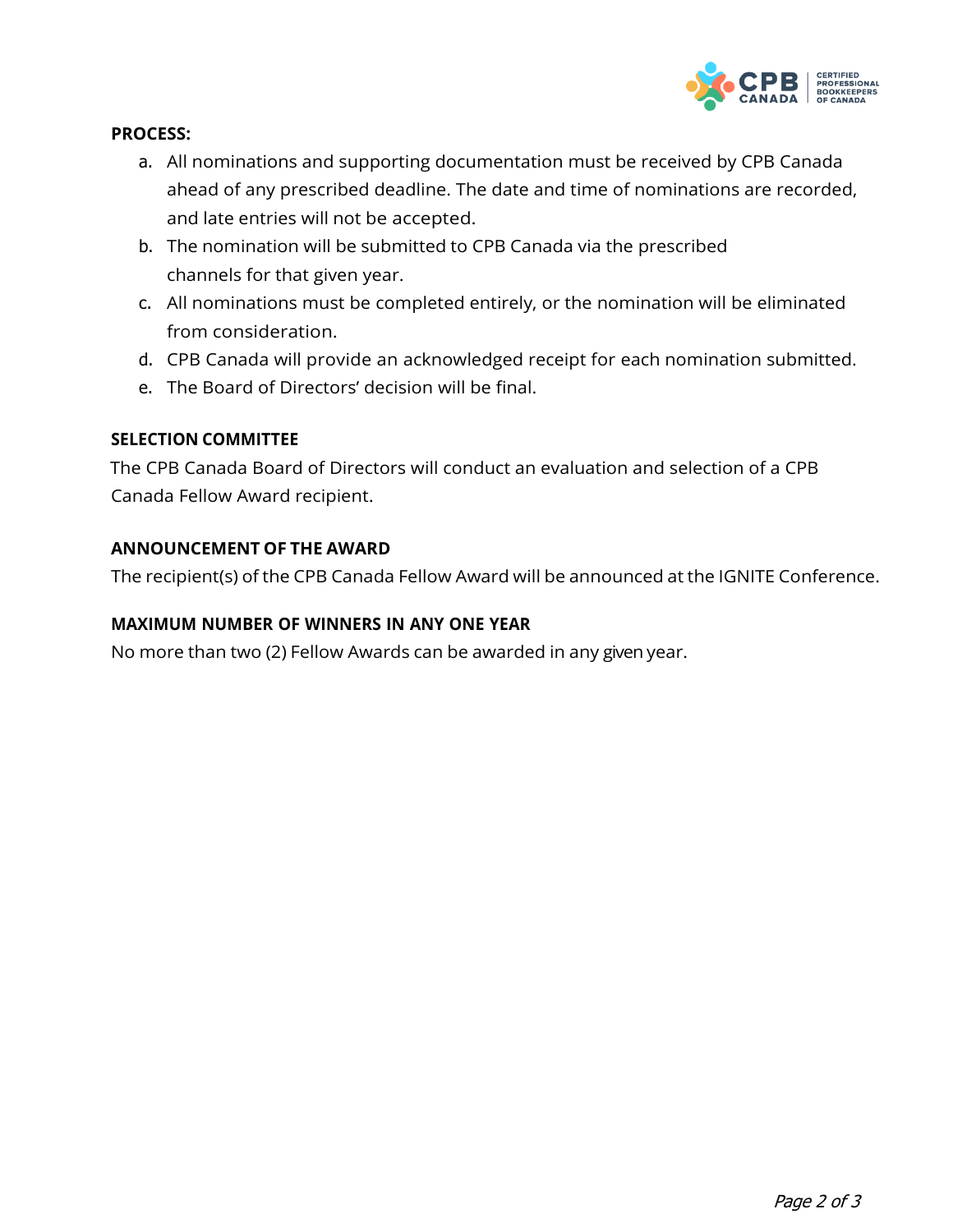**PROCESS:**

a. All nominations and supporting documentation must be received by CPB Canada ahead of any prescribed deadline. The date and time of nominations are recorded, and late entries will not be accepted.
b. The nomination will be submitted to CPB Canada via the prescribed channels for that given year.
c. All nominations must be completed entirely, or the nomination will be eliminated from consideration.
d. CPB Canada will provide an acknowledged receipt for each nomination submitted.
e. The Board of Directors' decision will be final.

**SELECTION COMMITTEE**

The CPB Canada Board of Directors will conduct an evaluation and selection of a CPB Canada Fellow Award recipient.

**ANNOUNCEMENT OF THE AWARD**

The recipient(s) of the CPB Canada Fellow Award will be announced at the IGNITE Conference.

**MAXIMUM NUMBER OF WINNERS IN ANY ONE YEAR**

No more than two (2) Fellow Awards can be awarded in any given year.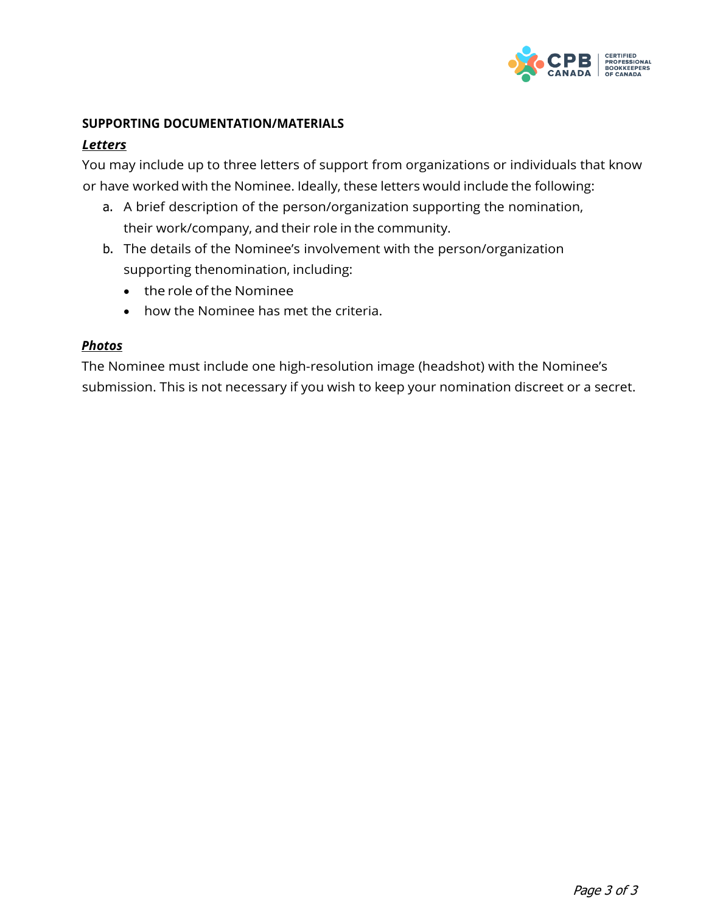**SUPPORTING DOCUMENTATION/MATERIALS**

***Letters***

You may include up to three letters of support from organizations or individuals that know or have worked with the Nominee. Ideally, these letters would include the following:

a. A brief description of the person/organization supporting the nomination, their work/company, and their role in the community.
b. The details of the Nominee's involvement with the person/organization supporting thenomination, including:
   - the role of the Nominee
   - how the Nominee has met the criteria.

***Photos***

The Nominee must include one high-resolution image (headshot) with the Nominee's submission. This is not necessary if you wish to keep your nomination discreet or a secret.